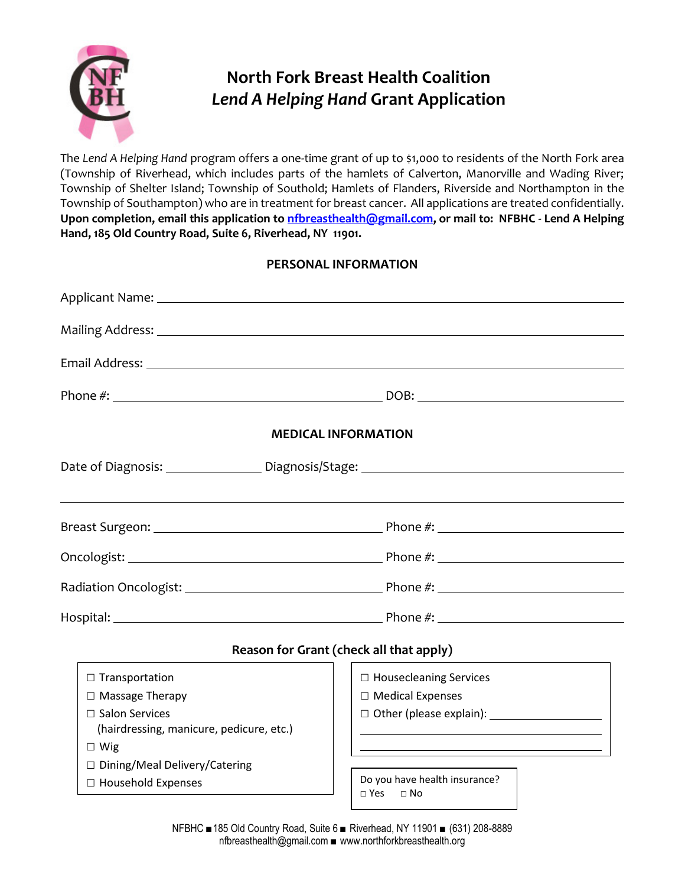# North Fork Breast Health Coalition
## *Lend A Helping Hand* Grant Application

The *Lend A Helping Hand* program offers a one-time grant of up to $1,000 to residents of the North Fork area (Township of Riverhead, which includes parts of the hamlets of Calverton, Manorville and Wading River; Township of Shelter Island; Township of Southold; Hamlets of Flanders, Riverside and Northampton in the Township of Southampton) who are in treatment for breast cancer. All applications are treated confidentially. **Upon completion, email this application to nfbreasthealth@gmail.com, or mail to: NFBHC - Lend A Helping Hand, 185 Old Country Road, Suite 6, Riverhead, NY 11901.**

### PERSONAL INFORMATION

Applicant Name: ______________________________

Mailing Address: ______________________________

Email Address: ______________________________

Phone #: ____________________ DOB: ____________________

### MEDICAL INFORMATION

Date of Diagnosis: ____________ Diagnosis/Stage: ______________________________

______________________________

Breast Surgeon: ____________________ Phone #: ____________________

Oncologist: ____________________ Phone #: ____________________

Radiation Oncologist: ____________________ Phone #: ____________________

Hospital: ____________________ Phone #: ____________________

### Reason for Grant (check all that apply)

- ☐ Transportation
- ☐ Massage Therapy
- ☐ Salon Services (hairdressing, manicure, pedicure, etc.)
- ☐ Wig
- ☐ Dining/Meal Delivery/Catering
- ☐ Household Expenses
- ☐ Housecleaning Services
- ☐ Medical Expenses
- ☐ Other (please explain): ____________________

Do you have health insurance?
☐ Yes ☐ No

NFBHC ■ 185 Old Country Road, Suite 6 ■ Riverhead, NY 11901 ■ (631) 208-8889
nfbreasthealth@gmail.com ■ www.northforkbreasthealth.org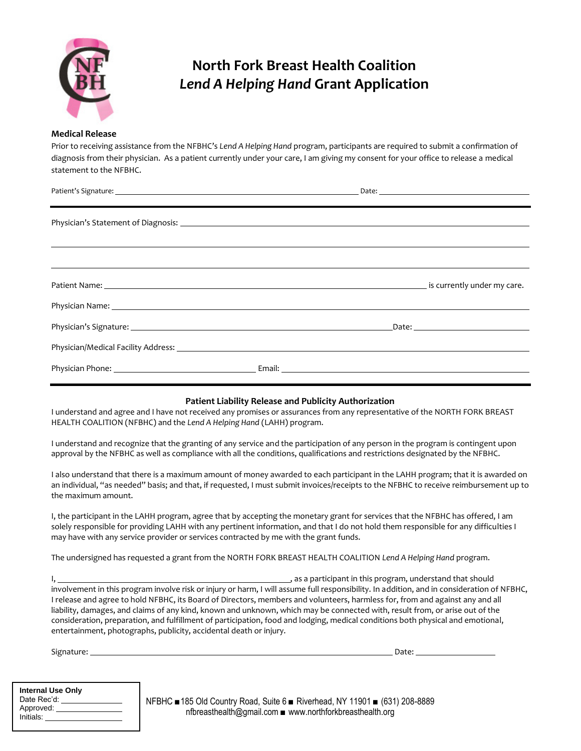# North Fork Breast Health Coalition
## *Lend A Helping Hand* Grant Application

**Medical Release**

Prior to receiving assistance from the NFBHC's *Lend A Helping Hand* program, participants are required to submit a confirmation of diagnosis from their physician. As a patient currently under your care, I am giving my consent for your office to release a medical statement to the NFBHC.

Patient's Signature: ______________________________ Date: ______________

---

Physician's Statement of Diagnosis: ______________________________

______________________________

______________________________

Patient Name: ______________________________ is currently under my care.

Physician Name: ______________________________

Physician's Signature: ______________________________ Date: ______________

Physician/Medical Facility Address: ______________________________

Physician Phone: ______________ Email: ______________________________

---

**Patient Liability Release and Publicity Authorization**

I understand and agree and I have not received any promises or assurances from any representative of the NORTH FORK BREAST HEALTH COALITION (NFBHC) and the *Lend A Helping Hand* (LAHH) program.

I understand and recognize that the granting of any service and the participation of any person in the program is contingent upon approval by the NFBHC as well as compliance with all the conditions, qualifications and restrictions designated by the NFBHC.

I also understand that there is a maximum amount of money awarded to each participant in the LAHH program; that it is awarded on an individual, "as needed" basis; and that, if requested, I must submit invoices/receipts to the NFBHC to receive reimbursement up to the maximum amount.

I, the participant in the LAHH program, agree that by accepting the monetary grant for services that the NFBHC has offered, I am solely responsible for providing LAHH with any pertinent information, and that I do not hold them responsible for any difficulties I may have with any service provider or services contracted by me with the grant funds.

The undersigned has requested a grant from the NORTH FORK BREAST HEALTH COALITION *Lend A Helping Hand* program.

I, ______________________________, as a participant in this program, understand that should involvement in this program involve risk or injury or harm, I will assume full responsibility. In addition, and in consideration of NFBHC, I release and agree to hold NFBHC, its Board of Directors, members and volunteers, harmless for, from and against any and all liability, damages, and claims of any kind, known and unknown, which may be connected with, result from, or arise out of the consideration, preparation, and fulfillment of participation, food and lodging, medical conditions both physical and emotional, entertainment, photographs, publicity, accidental death or injury.

Signature: ______________________________ Date: ______________

**Internal Use Only**
Date Rec'd: ______________
Approved: ______________
Initials: ______________

NFBHC ■ 185 Old Country Road, Suite 6 ■ Riverhead, NY 11901 ■ (631) 208-8889
nfbreasthealth@gmail.com ■ www.northforkbreasthealth.org